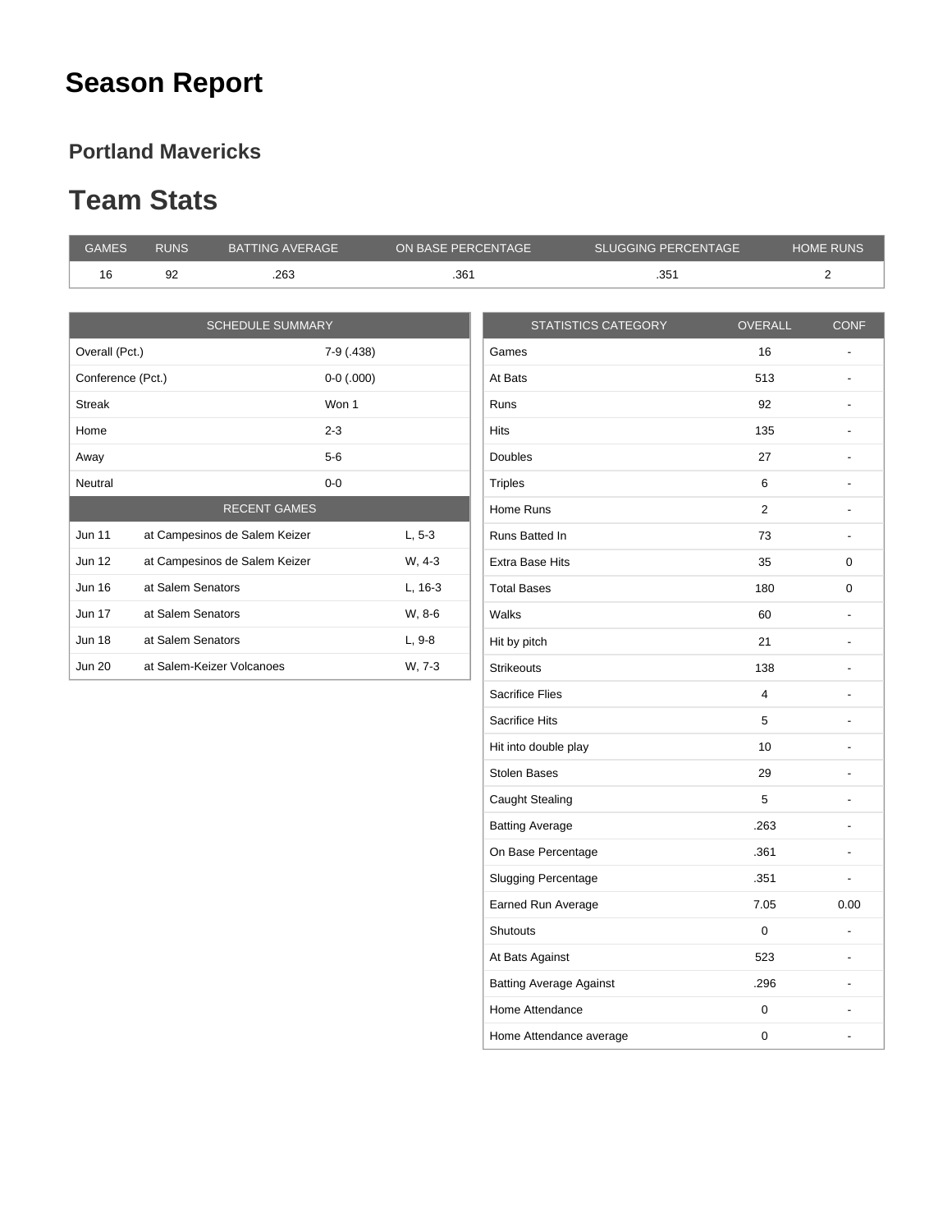# Season Report

## Portland Mavericks

# Team Stats

| GAMES | RUNS | BATTING AVERAGE | ON BASE PERCENTAGE | SLUGGING PERCENTAGE | HOME RUNS |
|---|---|---|---|---|---|
| 16 | 92 | .263 | .361 | .351 | 2 |

| SCHEDULE SUMMARY | | |
|---|---|---|
| Overall (Pct.) | 7-9 (.438) | |
| Conference (Pct.) | 0-0 (.000) | |
| Streak | Won 1 | |
| Home | 2-3 | |
| Away | 5-6 | |
| Neutral | 0-0 | |
| RECENT GAMES | | |
| Jun 11 | at Campesinos de Salem Keizer | L, 5-3 |
| Jun 12 | at Campesinos de Salem Keizer | W, 4-3 |
| Jun 16 | at Salem Senators | L, 16-3 |
| Jun 17 | at Salem Senators | W, 8-6 |
| Jun 18 | at Salem Senators | L, 9-8 |
| Jun 20 | at Salem-Keizer Volcanoes | W, 7-3 |

| STATISTICS CATEGORY | OVERALL | CONF |
|---|---|---|
| Games | 16 | - |
| At Bats | 513 | - |
| Runs | 92 | - |
| Hits | 135 | - |
| Doubles | 27 | - |
| Triples | 6 | - |
| Home Runs | 2 | - |
| Runs Batted In | 73 | - |
| Extra Base Hits | 35 | 0 |
| Total Bases | 180 | 0 |
| Walks | 60 | - |
| Hit by pitch | 21 | - |
| Strikeouts | 138 | - |
| Sacrifice Flies | 4 | - |
| Sacrifice Hits | 5 | - |
| Hit into double play | 10 | - |
| Stolen Bases | 29 | - |
| Caught Stealing | 5 | - |
| Batting Average | .263 | - |
| On Base Percentage | .361 | - |
| Slugging Percentage | .351 | - |
| Earned Run Average | 7.05 | 0.00 |
| Shutouts | 0 | - |
| At Bats Against | 523 | - |
| Batting Average Against | .296 | - |
| Home Attendance | 0 | - |
| Home Attendance average | 0 | - |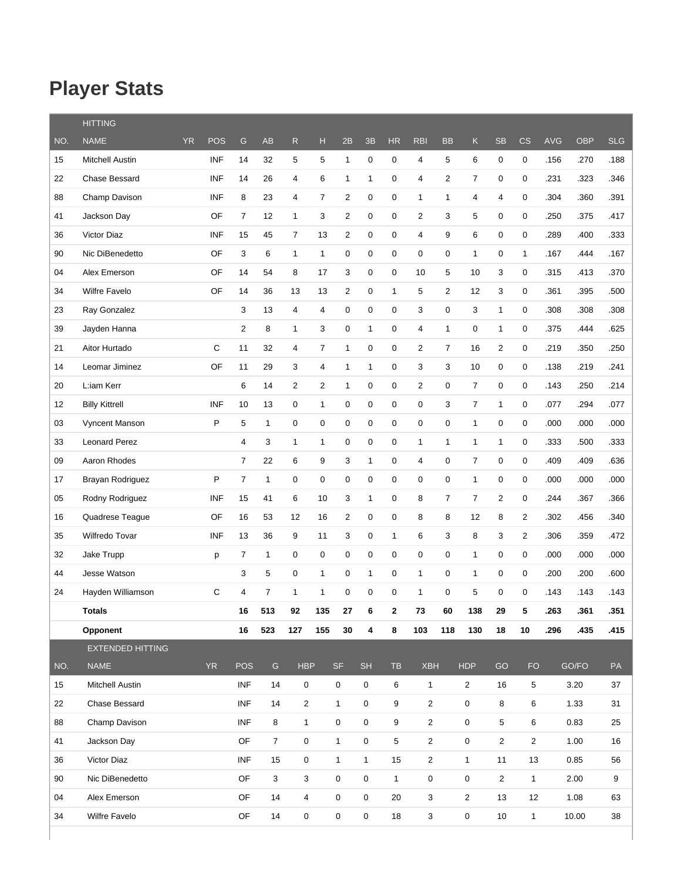# Player Stats

| HITTING | | | | | | | | | | | | | | | | | | | |
|---|---|---|---|---|---|---|---|---|---|---|---|---|---|---|---|---|---|---|---|
| NO. | NAME | YR | POS | G | AB | R | H | 2B | 3B | HR | RBI | BB | K | SB | CS | AVG | OBP | SLG |
| 15 | Mitchell Austin | | INF | 14 | 32 | 5 | 5 | 1 | 0 | 0 | 4 | 5 | 6 | 0 | 0 | .156 | .270 | .188 |
| 22 | Chase Bessard | | INF | 14 | 26 | 4 | 6 | 1 | 1 | 0 | 4 | 2 | 7 | 0 | 0 | .231 | .323 | .346 |
| 88 | Champ Davison | | INF | 8 | 23 | 4 | 7 | 2 | 0 | 0 | 1 | 1 | 4 | 4 | 0 | .304 | .360 | .391 |
| 41 | Jackson Day | | OF | 7 | 12 | 1 | 3 | 2 | 0 | 0 | 2 | 3 | 5 | 0 | 0 | .250 | .375 | .417 |
| 36 | Victor Diaz | | INF | 15 | 45 | 7 | 13 | 2 | 0 | 0 | 4 | 9 | 6 | 0 | 0 | .289 | .400 | .333 |
| 90 | Nic DiBenedetto | | OF | 3 | 6 | 1 | 1 | 0 | 0 | 0 | 0 | 0 | 1 | 0 | 1 | .167 | .444 | .167 |
| 04 | Alex Emerson | | OF | 14 | 54 | 8 | 17 | 3 | 0 | 0 | 10 | 5 | 10 | 3 | 0 | .315 | .413 | .370 |
| 34 | Wilfre Favelo | | OF | 14 | 36 | 13 | 13 | 2 | 0 | 1 | 5 | 2 | 12 | 3 | 0 | .361 | .395 | .500 |
| 23 | Ray Gonzalez | | | 3 | 13 | 4 | 4 | 0 | 0 | 0 | 3 | 0 | 3 | 1 | 0 | .308 | .308 | .308 |
| 39 | Jayden Hanna | | | 2 | 8 | 1 | 3 | 0 | 1 | 0 | 4 | 1 | 0 | 1 | 0 | .375 | .444 | .625 |
| 21 | Aitor Hurtado | | C | 11 | 32 | 4 | 7 | 1 | 0 | 0 | 2 | 7 | 16 | 2 | 0 | .219 | .350 | .250 |
| 14 | Leomar Jiminez | | OF | 11 | 29 | 3 | 4 | 1 | 1 | 0 | 3 | 3 | 10 | 0 | 0 | .138 | .219 | .241 |
| 20 | L:iam Kerr | | | 6 | 14 | 2 | 2 | 1 | 0 | 0 | 2 | 0 | 7 | 0 | 0 | .143 | .250 | .214 |
| 12 | Billy Kittrell | | INF | 10 | 13 | 0 | 1 | 0 | 0 | 0 | 0 | 3 | 7 | 1 | 0 | .077 | .294 | .077 |
| 03 | Vyncent Manson | | P | 5 | 1 | 0 | 0 | 0 | 0 | 0 | 0 | 0 | 1 | 0 | 0 | .000 | .000 | .000 |
| 33 | Leonard Perez | | | 4 | 3 | 1 | 1 | 0 | 0 | 0 | 1 | 1 | 1 | 1 | 0 | .333 | .500 | .333 |
| 09 | Aaron Rhodes | | | 7 | 22 | 6 | 9 | 3 | 1 | 0 | 4 | 0 | 7 | 0 | 0 | .409 | .409 | .636 |
| 17 | Brayan Rodriguez | | P | 7 | 1 | 0 | 0 | 0 | 0 | 0 | 0 | 0 | 1 | 0 | 0 | .000 | .000 | .000 |
| 05 | Rodny Rodriguez | | INF | 15 | 41 | 6 | 10 | 3 | 1 | 0 | 8 | 7 | 7 | 2 | 0 | .244 | .367 | .366 |
| 16 | Quadrese Teague | | OF | 16 | 53 | 12 | 16 | 2 | 0 | 0 | 8 | 8 | 12 | 8 | 2 | .302 | .456 | .340 |
| 35 | Wilfredo Tovar | | INF | 13 | 36 | 9 | 11 | 3 | 0 | 1 | 6 | 3 | 8 | 3 | 2 | .306 | .359 | .472 |
| 32 | Jake Trupp | | p | 7 | 1 | 0 | 0 | 0 | 0 | 0 | 0 | 0 | 1 | 0 | 0 | .000 | .000 | .000 |
| 44 | Jesse Watson | | | 3 | 5 | 0 | 1 | 0 | 1 | 0 | 1 | 0 | 1 | 0 | 0 | .200 | .200 | .600 |
| 24 | Hayden Williamson | | C | 4 | 7 | 1 | 1 | 0 | 0 | 0 | 1 | 0 | 5 | 0 | 0 | .143 | .143 | .143 |
| | **Totals** | | | **16** | **513** | **92** | **135** | **27** | **6** | **2** | **73** | **60** | **138** | **29** | **5** | **.263** | **.361** | **.351** |
| | **Opponent** | | | **16** | **523** | **127** | **155** | **30** | **4** | **8** | **103** | **118** | **130** | **18** | **10** | **.296** | **.435** | **.415** |

| EXTENDED HITTING | | | | | | | | | | | | | | | |
|---|---|---|---|---|---|---|---|---|---|---|---|---|---|---|---|
| NO. | NAME | YR | POS | G | HBP | SF | SH | TB | XBH | HDP | GO | FO | GO/FO | PA |
| 15 | Mitchell Austin | | INF | 14 | 0 | 0 | 0 | 6 | 1 | 2 | 16 | 5 | 3.20 | 37 |
| 22 | Chase Bessard | | INF | 14 | 2 | 1 | 0 | 9 | 2 | 0 | 8 | 6 | 1.33 | 31 |
| 88 | Champ Davison | | INF | 8 | 1 | 0 | 0 | 9 | 2 | 0 | 5 | 6 | 0.83 | 25 |
| 41 | Jackson Day | | OF | 7 | 0 | 1 | 0 | 5 | 2 | 0 | 2 | 2 | 1.00 | 16 |
| 36 | Victor Diaz | | INF | 15 | 0 | 1 | 1 | 15 | 2 | 1 | 11 | 13 | 0.85 | 56 |
| 90 | Nic DiBenedetto | | OF | 3 | 3 | 0 | 0 | 1 | 0 | 0 | 2 | 1 | 2.00 | 9 |
| 04 | Alex Emerson | | OF | 14 | 4 | 0 | 0 | 20 | 3 | 2 | 13 | 12 | 1.08 | 63 |
| 34 | Wilfre Favelo | | OF | 14 | 0 | 0 | 0 | 18 | 3 | 0 | 10 | 1 | 10.00 | 38 |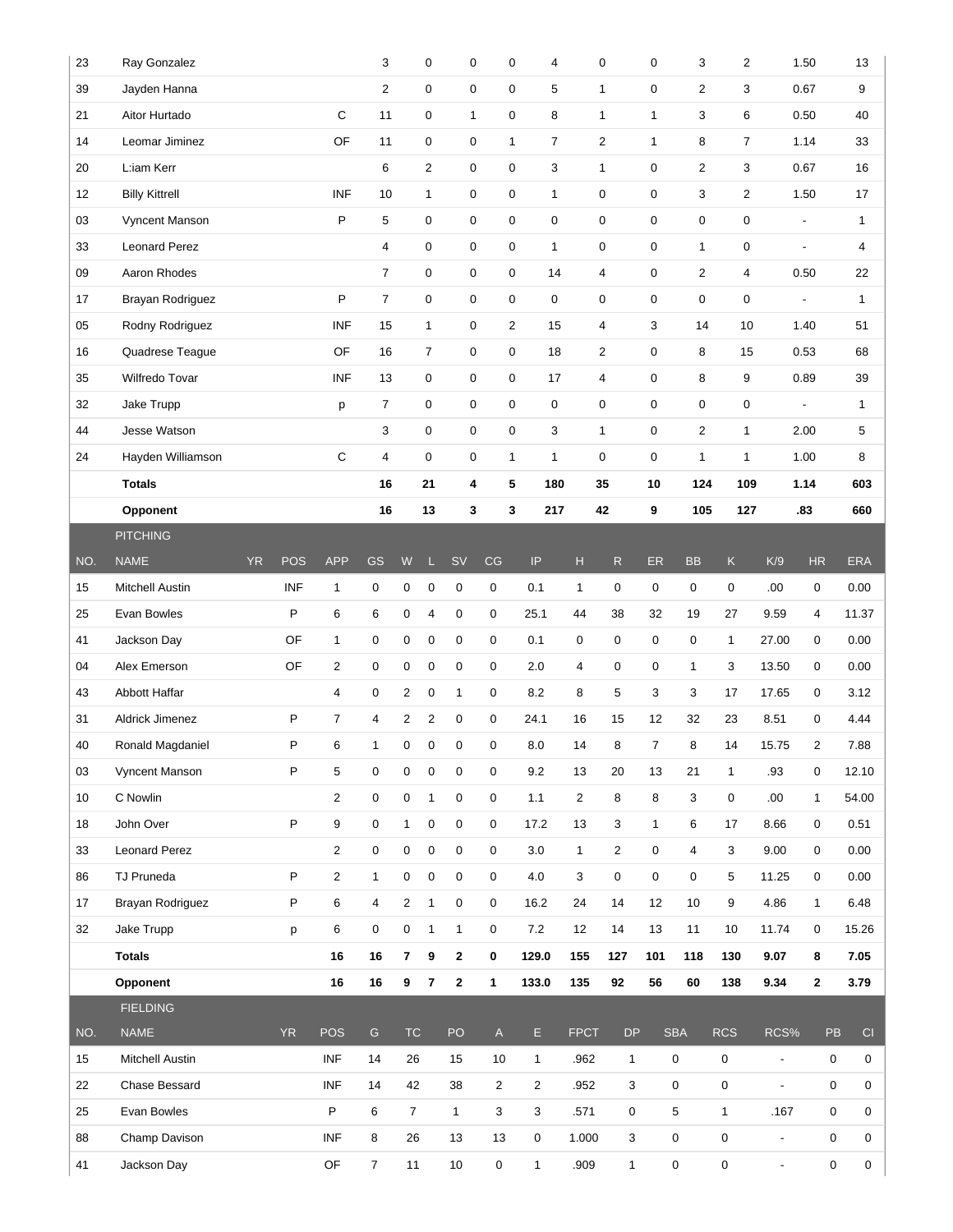| NO. | NAME | YR | POS | G | 2B | 3B | HR | RBI | SH | SF | HBP | BB | SO | BB/K | TB |
|---|---|---|---|---|---|---|---|---|---|---|---|---|---|---|---|
| 23 | Ray Gonzalez | | | 3 | 0 | 0 | 0 | 4 | 0 | 0 | 3 | 2 | 1.50 | 13 | |
| 39 | Jayden Hanna | | | 2 | 0 | 0 | 0 | 5 | 1 | 0 | 2 | 3 | 0.67 | 9 | |
| 21 | Aitor Hurtado | | C | 11 | 0 | 1 | 0 | 8 | 1 | 1 | 3 | 6 | 0.50 | 40 | |
| 14 | Leomar Jiminez | | OF | 11 | 0 | 0 | 1 | 7 | 2 | 1 | 8 | 7 | 1.14 | 33 | |
| 20 | L:iam Kerr | | | 6 | 2 | 0 | 0 | 3 | 1 | 0 | 2 | 3 | 0.67 | 16 | |
| 12 | Billy Kittrell | | INF | 10 | 1 | 0 | 0 | 1 | 0 | 0 | 3 | 2 | 1.50 | 17 | |
| 03 | Vyncent Manson | | P | 5 | 0 | 0 | 0 | 0 | 0 | 0 | 0 | 0 | - | 1 | |
| 33 | Leonard Perez | | | 4 | 0 | 0 | 0 | 1 | 0 | 0 | 1 | 0 | - | 4 | |
| 09 | Aaron Rhodes | | | 7 | 0 | 0 | 0 | 14 | 4 | 0 | 2 | 4 | 0.50 | 22 | |
| 17 | Brayan Rodriguez | | P | 7 | 0 | 0 | 0 | 0 | 0 | 0 | 0 | 0 | - | 1 | |
| 05 | Rodny Rodriguez | | INF | 15 | 1 | 0 | 2 | 15 | 4 | 3 | 14 | 10 | 1.40 | 51 | |
| 16 | Quadrese Teague | | OF | 16 | 7 | 0 | 0 | 18 | 2 | 0 | 8 | 15 | 0.53 | 68 | |
| 35 | Wilfredo Tovar | | INF | 13 | 0 | 0 | 0 | 17 | 4 | 0 | 8 | 9 | 0.89 | 39 | |
| 32 | Jake Trupp | | p | 7 | 0 | 0 | 0 | 0 | 0 | 0 | 0 | 0 | - | 1 | |
| 44 | Jesse Watson | | | 3 | 0 | 0 | 0 | 3 | 1 | 0 | 2 | 1 | 2.00 | 5 | |
| 24 | Hayden Williamson | | C | 4 | 0 | 0 | 1 | 1 | 0 | 0 | 1 | 1 | 1.00 | 8 | |
| | **Totals** | | | **16** | **21** | **4** | **5** | **180** | **35** | **10** | **124** | **109** | **1.14** | **603** | |
| | **Opponent** | | | **16** | **13** | **3** | **3** | **217** | **42** | **9** | **105** | **127** | **.83** | **660** | |

PITCHING

| NO. | NAME | YR | POS | APP | GS | W | L | SV | CG | IP | H | R | ER | BB | K | K/9 | HR | ERA |
|---|---|---|---|---|---|---|---|---|---|---|---|---|---|---|---|---|---|---|
| 15 | Mitchell Austin | | INF | 1 | 0 | 0 | 0 | 0 | 0 | 0.1 | 1 | 0 | 0 | 0 | 0 | .00 | 0 | 0.00 |
| 25 | Evan Bowles | | P | 6 | 6 | 0 | 4 | 0 | 0 | 25.1 | 44 | 38 | 32 | 19 | 27 | 9.59 | 4 | 11.37 |
| 41 | Jackson Day | | OF | 1 | 0 | 0 | 0 | 0 | 0 | 0.1 | 0 | 0 | 0 | 0 | 1 | 27.00 | 0 | 0.00 |
| 04 | Alex Emerson | | OF | 2 | 0 | 0 | 0 | 0 | 0 | 2.0 | 4 | 0 | 0 | 1 | 3 | 13.50 | 0 | 0.00 |
| 43 | Abbott Haffar | | | 4 | 0 | 2 | 0 | 1 | 0 | 8.2 | 8 | 5 | 3 | 3 | 17 | 17.65 | 0 | 3.12 |
| 31 | Aldrick Jimenez | | P | 7 | 4 | 2 | 2 | 0 | 0 | 24.1 | 16 | 15 | 12 | 32 | 23 | 8.51 | 0 | 4.44 |
| 40 | Ronald Magdaniel | | P | 6 | 1 | 0 | 0 | 0 | 0 | 8.0 | 14 | 8 | 7 | 8 | 14 | 15.75 | 2 | 7.88 |
| 03 | Vyncent Manson | | P | 5 | 0 | 0 | 0 | 0 | 0 | 9.2 | 13 | 20 | 13 | 21 | 1 | .93 | 0 | 12.10 |
| 10 | C Nowlin | | | 2 | 0 | 0 | 1 | 0 | 0 | 1.1 | 2 | 8 | 8 | 3 | 0 | .00 | 1 | 54.00 |
| 18 | John Over | | P | 9 | 0 | 1 | 0 | 0 | 0 | 17.2 | 13 | 3 | 1 | 6 | 17 | 8.66 | 0 | 0.51 |
| 33 | Leonard Perez | | | 2 | 0 | 0 | 0 | 0 | 0 | 3.0 | 1 | 2 | 0 | 4 | 3 | 9.00 | 0 | 0.00 |
| 86 | TJ Pruneda | | P | 2 | 1 | 0 | 0 | 0 | 0 | 4.0 | 3 | 0 | 0 | 0 | 5 | 11.25 | 0 | 0.00 |
| 17 | Brayan Rodriguez | | P | 6 | 4 | 2 | 1 | 0 | 0 | 16.2 | 24 | 14 | 12 | 10 | 9 | 4.86 | 1 | 6.48 |
| 32 | Jake Trupp | | p | 6 | 0 | 0 | 1 | 1 | 0 | 7.2 | 12 | 14 | 13 | 11 | 10 | 11.74 | 0 | 15.26 |
| | **Totals** | | | **16** | **16** | **7** | **9** | **2** | **0** | **129.0** | **155** | **127** | **101** | **118** | **130** | **9.07** | **8** | **7.05** |
| | **Opponent** | | | **16** | **16** | **9** | **7** | **2** | **1** | **133.0** | **135** | **92** | **56** | **60** | **138** | **9.34** | **2** | **3.79** |

FIELDING

| NO. | NAME | YR | POS | G | TC | PO | A | E | FPCT | DP | SBA | RCS | RCS% | PB | CI |
|---|---|---|---|---|---|---|---|---|---|---|---|---|---|---|---|
| 15 | Mitchell Austin | | INF | 14 | 26 | 15 | 10 | 1 | .962 | 1 | 0 | 0 | - | 0 | 0 |
| 22 | Chase Bessard | | INF | 14 | 42 | 38 | 2 | 2 | .952 | 3 | 0 | 0 | - | 0 | 0 |
| 25 | Evan Bowles | | P | 6 | 7 | 1 | 3 | 3 | .571 | 0 | 5 | 1 | .167 | 0 | 0 |
| 88 | Champ Davison | | INF | 8 | 26 | 13 | 13 | 0 | 1.000 | 3 | 0 | 0 | - | 0 | 0 |
| 41 | Jackson Day | | OF | 7 | 11 | 10 | 0 | 1 | .909 | 1 | 0 | 0 | - | 0 | 0 |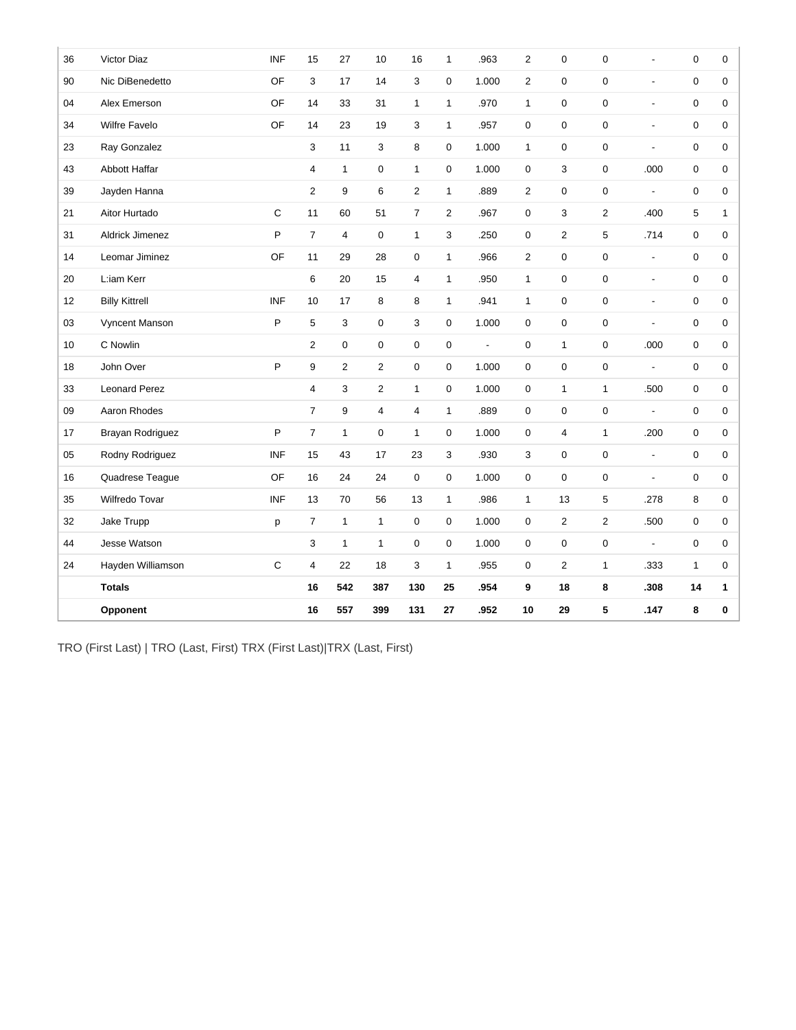| 36 | Victor Diaz | INF | 15 | 27 | 10 | 16 | 1 | .963 | 2 | 0 | 0 | - | 0 | 0 |
|---|---|---|---|---|---|---|---|---|---|---|---|---|---|---|
| 90 | Nic DiBenedetto | OF | 3 | 17 | 14 | 3 | 0 | 1.000 | 2 | 0 | 0 | - | 0 | 0 |
| 04 | Alex Emerson | OF | 14 | 33 | 31 | 1 | 1 | .970 | 1 | 0 | 0 | - | 0 | 0 |
| 34 | Wilfre Favelo | OF | 14 | 23 | 19 | 3 | 1 | .957 | 0 | 0 | 0 | - | 0 | 0 |
| 23 | Ray Gonzalez | | 3 | 11 | 3 | 8 | 0 | 1.000 | 1 | 0 | 0 | - | 0 | 0 |
| 43 | Abbott Haffar | | 4 | 1 | 0 | 1 | 0 | 1.000 | 0 | 3 | 0 | .000 | 0 | 0 |
| 39 | Jayden Hanna | | 2 | 9 | 6 | 2 | 1 | .889 | 2 | 0 | 0 | - | 0 | 0 |
| 21 | Aitor Hurtado | C | 11 | 60 | 51 | 7 | 2 | .967 | 0 | 3 | 2 | .400 | 5 | 1 |
| 31 | Aldrick Jimenez | P | 7 | 4 | 0 | 1 | 3 | .250 | 0 | 2 | 5 | .714 | 0 | 0 |
| 14 | Leomar Jiminez | OF | 11 | 29 | 28 | 0 | 1 | .966 | 2 | 0 | 0 | - | 0 | 0 |
| 20 | L:iam Kerr | | 6 | 20 | 15 | 4 | 1 | .950 | 1 | 0 | 0 | - | 0 | 0 |
| 12 | Billy Kittrell | INF | 10 | 17 | 8 | 8 | 1 | .941 | 1 | 0 | 0 | - | 0 | 0 |
| 03 | Vyncent Manson | P | 5 | 3 | 0 | 3 | 0 | 1.000 | 0 | 0 | 0 | - | 0 | 0 |
| 10 | C Nowlin | | 2 | 0 | 0 | 0 | 0 | - | 0 | 1 | 0 | .000 | 0 | 0 |
| 18 | John Over | P | 9 | 2 | 2 | 0 | 0 | 1.000 | 0 | 0 | 0 | - | 0 | 0 |
| 33 | Leonard Perez | | 4 | 3 | 2 | 1 | 0 | 1.000 | 0 | 1 | 1 | .500 | 0 | 0 |
| 09 | Aaron Rhodes | | 7 | 9 | 4 | 4 | 1 | .889 | 0 | 0 | 0 | - | 0 | 0 |
| 17 | Brayan Rodriguez | P | 7 | 1 | 0 | 1 | 0 | 1.000 | 0 | 4 | 1 | .200 | 0 | 0 |
| 05 | Rodny Rodriguez | INF | 15 | 43 | 17 | 23 | 3 | .930 | 3 | 0 | 0 | - | 0 | 0 |
| 16 | Quadrese Teague | OF | 16 | 24 | 24 | 0 | 0 | 1.000 | 0 | 0 | 0 | - | 0 | 0 |
| 35 | Wilfredo Tovar | INF | 13 | 70 | 56 | 13 | 1 | .986 | 1 | 13 | 5 | .278 | 8 | 0 |
| 32 | Jake Trupp | p | 7 | 1 | 1 | 0 | 0 | 1.000 | 0 | 2 | 2 | .500 | 0 | 0 |
| 44 | Jesse Watson | | 3 | 1 | 1 | 0 | 0 | 1.000 | 0 | 0 | 0 | - | 0 | 0 |
| 24 | Hayden Williamson | C | 4 | 22 | 18 | 3 | 1 | .955 | 0 | 2 | 1 | .333 | 1 | 0 |
| | **Totals** | | **16** | **542** | **387** | **130** | **25** | **.954** | **9** | **18** | **8** | **.308** | **14** | **1** |
| | **Opponent** | | **16** | **557** | **399** | **131** | **27** | **.952** | **10** | **29** | **5** | **.147** | **8** | **0** |

TRO (First Last) | TRO (Last, First) TRX (First Last)|TRX (Last, First)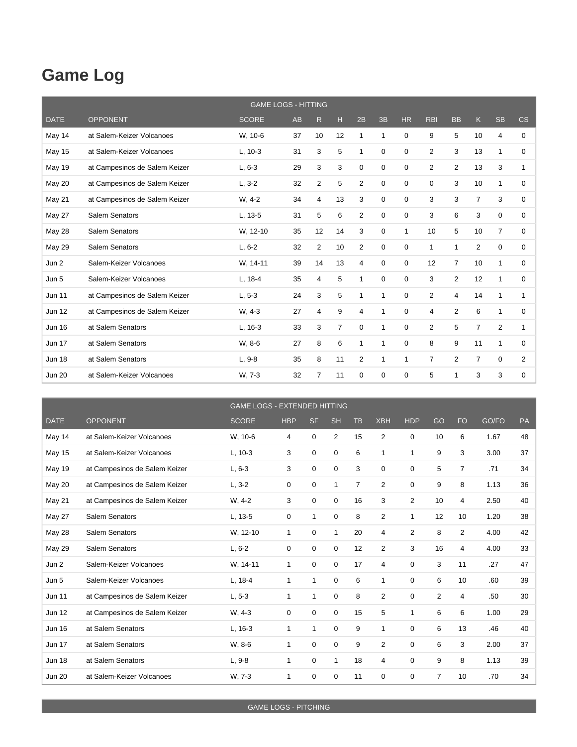# Game Log

| GAME LOGS - HITTING | | | | | | | | | | | | | |
|---|---|---|---|---|---|---|---|---|---|---|---|---|---|
| DATE | OPPONENT | SCORE | AB | R | H | 2B | 3B | HR | RBI | BB | K | SB | CS |
| May 14 | at Salem-Keizer Volcanoes | W, 10-6 | 37 | 10 | 12 | 1 | 1 | 0 | 9 | 5 | 10 | 4 | 0 |
| May 15 | at Salem-Keizer Volcanoes | L, 10-3 | 31 | 3 | 5 | 1 | 0 | 0 | 2 | 3 | 13 | 1 | 0 |
| May 19 | at Campesinos de Salem Keizer | L, 6-3 | 29 | 3 | 3 | 0 | 0 | 0 | 2 | 2 | 13 | 3 | 1 |
| May 20 | at Campesinos de Salem Keizer | L, 3-2 | 32 | 2 | 5 | 2 | 0 | 0 | 0 | 3 | 10 | 1 | 0 |
| May 21 | at Campesinos de Salem Keizer | W, 4-2 | 34 | 4 | 13 | 3 | 0 | 0 | 3 | 3 | 7 | 3 | 0 |
| May 27 | Salem Senators | L, 13-5 | 31 | 5 | 6 | 2 | 0 | 0 | 3 | 6 | 3 | 0 | 0 |
| May 28 | Salem Senators | W, 12-10 | 35 | 12 | 14 | 3 | 0 | 1 | 10 | 5 | 10 | 7 | 0 |
| May 29 | Salem Senators | L, 6-2 | 32 | 2 | 10 | 2 | 0 | 0 | 1 | 1 | 2 | 0 | 0 |
| Jun 2 | Salem-Keizer Volcanoes | W, 14-11 | 39 | 14 | 13 | 4 | 0 | 0 | 12 | 7 | 10 | 1 | 0 |
| Jun 5 | Salem-Keizer Volcanoes | L, 18-4 | 35 | 4 | 5 | 1 | 0 | 0 | 3 | 2 | 12 | 1 | 0 |
| Jun 11 | at Campesinos de Salem Keizer | L, 5-3 | 24 | 3 | 5 | 1 | 1 | 0 | 2 | 4 | 14 | 1 | 1 |
| Jun 12 | at Campesinos de Salem Keizer | W, 4-3 | 27 | 4 | 9 | 4 | 1 | 0 | 4 | 2 | 6 | 1 | 0 |
| Jun 16 | at Salem Senators | L, 16-3 | 33 | 3 | 7 | 0 | 1 | 0 | 2 | 5 | 7 | 2 | 1 |
| Jun 17 | at Salem Senators | W, 8-6 | 27 | 8 | 6 | 1 | 1 | 0 | 8 | 9 | 11 | 1 | 0 |
| Jun 18 | at Salem Senators | L, 9-8 | 35 | 8 | 11 | 2 | 1 | 1 | 7 | 2 | 7 | 0 | 2 |
| Jun 20 | at Salem-Keizer Volcanoes | W, 7-3 | 32 | 7 | 11 | 0 | 0 | 0 | 5 | 1 | 3 | 3 | 0 |

| GAME LOGS - EXTENDED HITTING | | | | | | | | | | | | |
|---|---|---|---|---|---|---|---|---|---|---|---|---|
| DATE | OPPONENT | SCORE | HBP | SF | SH | TB | XBH | HDP | GO | FO | GO/FO | PA |
| May 14 | at Salem-Keizer Volcanoes | W, 10-6 | 4 | 0 | 2 | 15 | 2 | 0 | 10 | 6 | 1.67 | 48 |
| May 15 | at Salem-Keizer Volcanoes | L, 10-3 | 3 | 0 | 0 | 6 | 1 | 1 | 9 | 3 | 3.00 | 37 |
| May 19 | at Campesinos de Salem Keizer | L, 6-3 | 3 | 0 | 0 | 3 | 0 | 0 | 5 | 7 | .71 | 34 |
| May 20 | at Campesinos de Salem Keizer | L, 3-2 | 0 | 0 | 1 | 7 | 2 | 0 | 9 | 8 | 1.13 | 36 |
| May 21 | at Campesinos de Salem Keizer | W, 4-2 | 3 | 0 | 0 | 16 | 3 | 2 | 10 | 4 | 2.50 | 40 |
| May 27 | Salem Senators | L, 13-5 | 0 | 1 | 0 | 8 | 2 | 1 | 12 | 10 | 1.20 | 38 |
| May 28 | Salem Senators | W, 12-10 | 1 | 0 | 1 | 20 | 4 | 2 | 8 | 2 | 4.00 | 42 |
| May 29 | Salem Senators | L, 6-2 | 0 | 0 | 0 | 12 | 2 | 3 | 16 | 4 | 4.00 | 33 |
| Jun 2 | Salem-Keizer Volcanoes | W, 14-11 | 1 | 0 | 0 | 17 | 4 | 0 | 3 | 11 | .27 | 47 |
| Jun 5 | Salem-Keizer Volcanoes | L, 18-4 | 1 | 1 | 0 | 6 | 1 | 0 | 6 | 10 | .60 | 39 |
| Jun 11 | at Campesinos de Salem Keizer | L, 5-3 | 1 | 1 | 0 | 8 | 2 | 0 | 2 | 4 | .50 | 30 |
| Jun 12 | at Campesinos de Salem Keizer | W, 4-3 | 0 | 0 | 0 | 15 | 5 | 1 | 6 | 6 | 1.00 | 29 |
| Jun 16 | at Salem Senators | L, 16-3 | 1 | 1 | 0 | 9 | 1 | 0 | 6 | 13 | .46 | 40 |
| Jun 17 | at Salem Senators | W, 8-6 | 1 | 0 | 0 | 9 | 2 | 0 | 6 | 3 | 2.00 | 37 |
| Jun 18 | at Salem Senators | L, 9-8 | 1 | 0 | 1 | 18 | 4 | 0 | 9 | 8 | 1.13 | 39 |
| Jun 20 | at Salem-Keizer Volcanoes | W, 7-3 | 1 | 0 | 0 | 11 | 0 | 0 | 7 | 10 | .70 | 34 |

GAME LOGS - PITCHING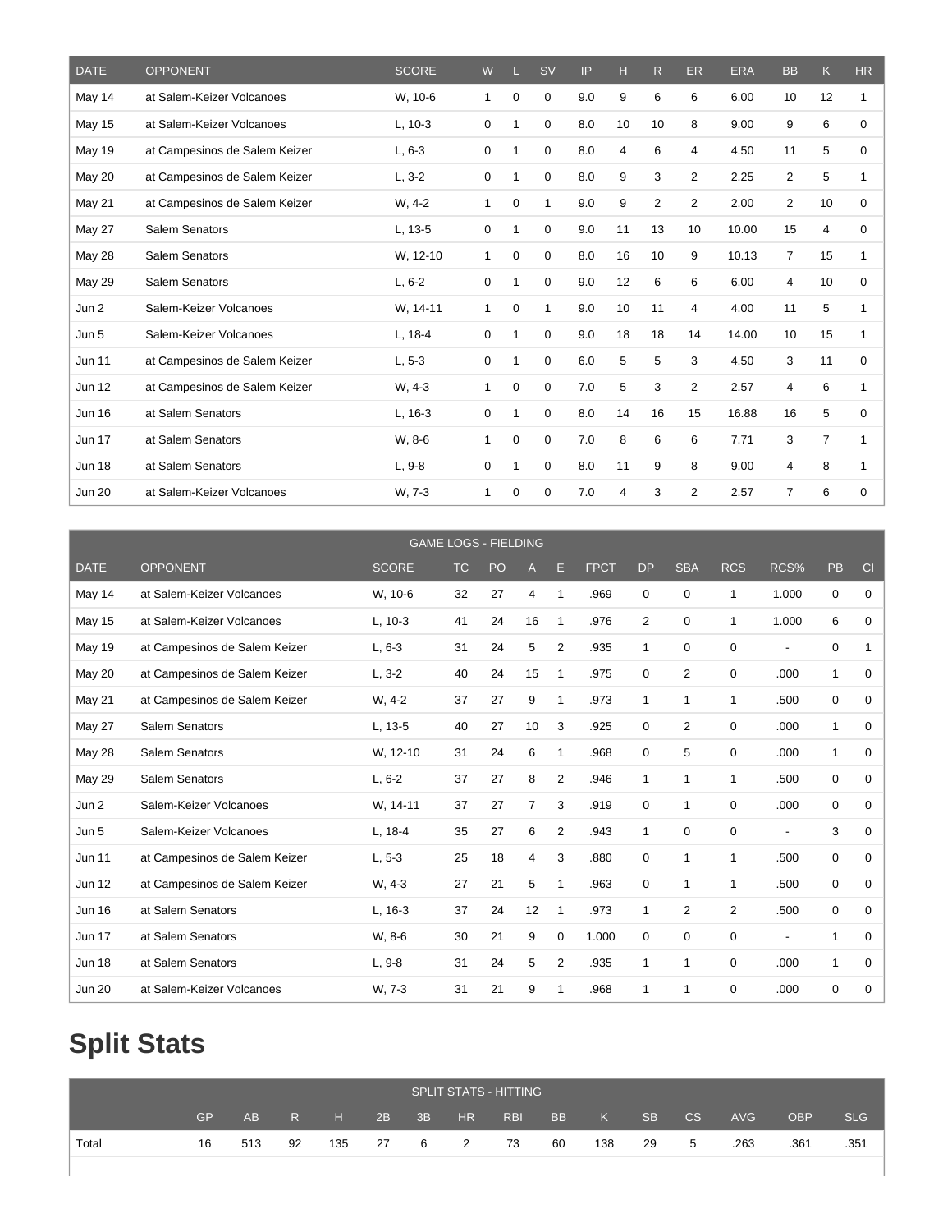| DATE | OPPONENT | SCORE | W | L | SV | IP | H | R | ER | ERA | BB | K | HR |
|---|---|---|---|---|---|---|---|---|---|---|---|---|---|
| May 14 | at Salem-Keizer Volcanoes | W, 10-6 | 1 | 0 | 0 | 9.0 | 9 | 6 | 6 | 6.00 | 10 | 12 | 1 |
| May 15 | at Salem-Keizer Volcanoes | L, 10-3 | 0 | 1 | 0 | 8.0 | 10 | 10 | 8 | 9.00 | 9 | 6 | 0 |
| May 19 | at Campesinos de Salem Keizer | L, 6-3 | 0 | 1 | 0 | 8.0 | 4 | 6 | 4 | 4.50 | 11 | 5 | 0 |
| May 20 | at Campesinos de Salem Keizer | L, 3-2 | 0 | 1 | 0 | 8.0 | 9 | 3 | 2 | 2.25 | 2 | 5 | 1 |
| May 21 | at Campesinos de Salem Keizer | W, 4-2 | 1 | 0 | 1 | 9.0 | 9 | 2 | 2 | 2.00 | 2 | 10 | 0 |
| May 27 | Salem Senators | L, 13-5 | 0 | 1 | 0 | 9.0 | 11 | 13 | 10 | 10.00 | 15 | 4 | 0 |
| May 28 | Salem Senators | W, 12-10 | 1 | 0 | 0 | 8.0 | 16 | 10 | 9 | 10.13 | 7 | 15 | 1 |
| May 29 | Salem Senators | L, 6-2 | 0 | 1 | 0 | 9.0 | 12 | 6 | 6 | 6.00 | 4 | 10 | 0 |
| Jun 2 | Salem-Keizer Volcanoes | W, 14-11 | 1 | 0 | 1 | 9.0 | 10 | 11 | 4 | 4.00 | 11 | 5 | 1 |
| Jun 5 | Salem-Keizer Volcanoes | L, 18-4 | 0 | 1 | 0 | 9.0 | 18 | 18 | 14 | 14.00 | 10 | 15 | 1 |
| Jun 11 | at Campesinos de Salem Keizer | L, 5-3 | 0 | 1 | 0 | 6.0 | 5 | 5 | 3 | 4.50 | 3 | 11 | 0 |
| Jun 12 | at Campesinos de Salem Keizer | W, 4-3 | 1 | 0 | 0 | 7.0 | 5 | 3 | 2 | 2.57 | 4 | 6 | 1 |
| Jun 16 | at Salem Senators | L, 16-3 | 0 | 1 | 0 | 8.0 | 14 | 16 | 15 | 16.88 | 16 | 5 | 0 |
| Jun 17 | at Salem Senators | W, 8-6 | 1 | 0 | 0 | 7.0 | 8 | 6 | 6 | 7.71 | 3 | 7 | 1 |
| Jun 18 | at Salem Senators | L, 9-8 | 0 | 1 | 0 | 8.0 | 11 | 9 | 8 | 9.00 | 4 | 8 | 1 |
| Jun 20 | at Salem-Keizer Volcanoes | W, 7-3 | 1 | 0 | 0 | 7.0 | 4 | 3 | 2 | 2.57 | 7 | 6 | 0 |

| GAME LOGS - FIELDING | | | | | | | | | | | | | |
|---|---|---|---|---|---|---|---|---|---|---|---|---|---|
| DATE | OPPONENT | SCORE | TC | PO | A | E | FPCT | DP | SBA | RCS | RCS% | PB | CI |
| May 14 | at Salem-Keizer Volcanoes | W, 10-6 | 32 | 27 | 4 | 1 | .969 | 0 | 0 | 1 | 1.000 | 0 | 0 |
| May 15 | at Salem-Keizer Volcanoes | L, 10-3 | 41 | 24 | 16 | 1 | .976 | 2 | 0 | 1 | 1.000 | 6 | 0 |
| May 19 | at Campesinos de Salem Keizer | L, 6-3 | 31 | 24 | 5 | 2 | .935 | 1 | 0 | 0 | - | 0 | 1 |
| May 20 | at Campesinos de Salem Keizer | L, 3-2 | 40 | 24 | 15 | 1 | .975 | 0 | 2 | 0 | .000 | 1 | 0 |
| May 21 | at Campesinos de Salem Keizer | W, 4-2 | 37 | 27 | 9 | 1 | .973 | 1 | 1 | 1 | .500 | 0 | 0 |
| May 27 | Salem Senators | L, 13-5 | 40 | 27 | 10 | 3 | .925 | 0 | 2 | 0 | .000 | 1 | 0 |
| May 28 | Salem Senators | W, 12-10 | 31 | 24 | 6 | 1 | .968 | 0 | 5 | 0 | .000 | 1 | 0 |
| May 29 | Salem Senators | L, 6-2 | 37 | 27 | 8 | 2 | .946 | 1 | 1 | 1 | .500 | 0 | 0 |
| Jun 2 | Salem-Keizer Volcanoes | W, 14-11 | 37 | 27 | 7 | 3 | .919 | 0 | 1 | 0 | .000 | 0 | 0 |
| Jun 5 | Salem-Keizer Volcanoes | L, 18-4 | 35 | 27 | 6 | 2 | .943 | 1 | 0 | 0 | - | 3 | 0 |
| Jun 11 | at Campesinos de Salem Keizer | L, 5-3 | 25 | 18 | 4 | 3 | .880 | 0 | 1 | 1 | .500 | 0 | 0 |
| Jun 12 | at Campesinos de Salem Keizer | W, 4-3 | 27 | 21 | 5 | 1 | .963 | 0 | 1 | 1 | .500 | 0 | 0 |
| Jun 16 | at Salem Senators | L, 16-3 | 37 | 24 | 12 | 1 | .973 | 1 | 2 | 2 | .500 | 0 | 0 |
| Jun 17 | at Salem Senators | W, 8-6 | 30 | 21 | 9 | 0 | 1.000 | 0 | 0 | 0 | - | 1 | 0 |
| Jun 18 | at Salem Senators | L, 9-8 | 31 | 24 | 5 | 2 | .935 | 1 | 1 | 0 | .000 | 1 | 0 |
| Jun 20 | at Salem-Keizer Volcanoes | W, 7-3 | 31 | 21 | 9 | 1 | .968 | 1 | 1 | 0 | .000 | 0 | 0 |

# Split Stats

| SPLIT STATS - HITTING | | | | | | | | | | | | | | | |
|---|---|---|---|---|---|---|---|---|---|---|---|---|---|---|---|
| | GP | AB | R | H | 2B | 3B | HR | RBI | BB | K | SB | CS | AVG | OBP | SLG |
| Total | 16 | 513 | 92 | 135 | 27 | 6 | 2 | 73 | 60 | 138 | 29 | 5 | .263 | .361 | .351 |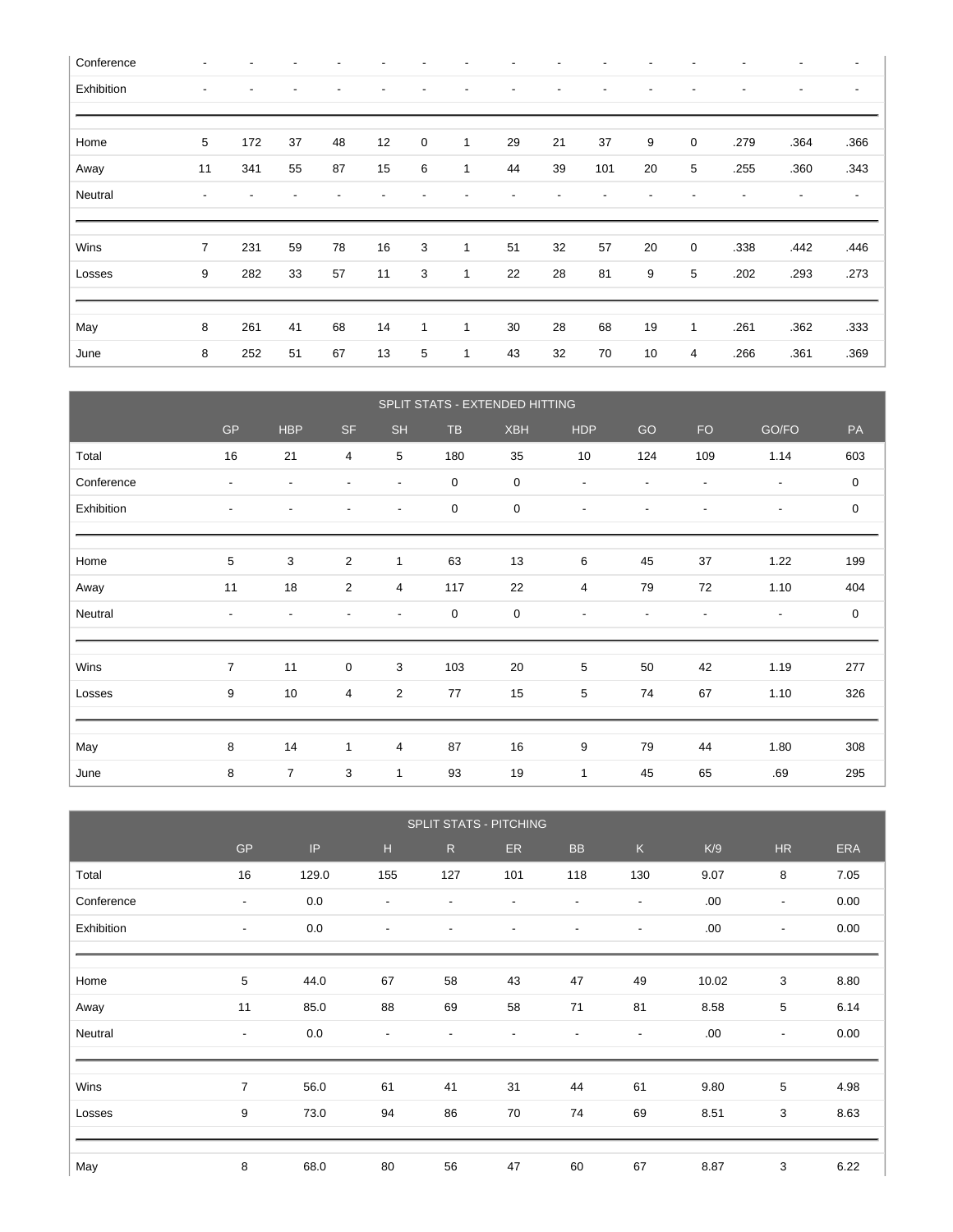| | | | | | | | | | | | | | | | |
|---|---|---|---|---|---|---|---|---|---|---|---|---|---|---|---|
| Conference | - | - | - | - | - | - | - | - | - | - | - | - | - | - | - |
| Exhibition | - | - | - | - | - | - | - | - | - | - | - | - | - | - | - |
| Home | 5 | 172 | 37 | 48 | 12 | 0 | 1 | 29 | 21 | 37 | 9 | 0 | .279 | .364 | .366 |
| Away | 11 | 341 | 55 | 87 | 15 | 6 | 1 | 44 | 39 | 101 | 20 | 5 | .255 | .360 | .343 |
| Neutral | - | - | - | - | - | - | - | - | - | - | - | - | - | - | - |
| Wins | 7 | 231 | 59 | 78 | 16 | 3 | 1 | 51 | 32 | 57 | 20 | 0 | .338 | .442 | .446 |
| Losses | 9 | 282 | 33 | 57 | 11 | 3 | 1 | 22 | 28 | 81 | 9 | 5 | .202 | .293 | .273 |
| May | 8 | 261 | 41 | 68 | 14 | 1 | 1 | 30 | 28 | 68 | 19 | 1 | .261 | .362 | .333 |
| June | 8 | 252 | 51 | 67 | 13 | 5 | 1 | 43 | 32 | 70 | 10 | 4 | .266 | .361 | .369 |

## SPLIT STATS - EXTENDED HITTING

| | GP | HBP | SF | SH | TB | XBH | HDP | GO | FO | GO/FO | PA |
|---|---|---|---|---|---|---|---|---|---|---|---|
| Total | 16 | 21 | 4 | 5 | 180 | 35 | 10 | 124 | 109 | 1.14 | 603 |
| Conference | - | - | - | - | 0 | 0 | - | - | - | - | 0 |
| Exhibition | - | - | - | - | 0 | 0 | - | - | - | - | 0 |
| Home | 5 | 3 | 2 | 1 | 63 | 13 | 6 | 45 | 37 | 1.22 | 199 |
| Away | 11 | 18 | 2 | 4 | 117 | 22 | 4 | 79 | 72 | 1.10 | 404 |
| Neutral | - | - | - | - | 0 | 0 | - | - | - | - | 0 |
| Wins | 7 | 11 | 0 | 3 | 103 | 20 | 5 | 50 | 42 | 1.19 | 277 |
| Losses | 9 | 10 | 4 | 2 | 77 | 15 | 5 | 74 | 67 | 1.10 | 326 |
| May | 8 | 14 | 1 | 4 | 87 | 16 | 9 | 79 | 44 | 1.80 | 308 |
| June | 8 | 7 | 3 | 1 | 93 | 19 | 1 | 45 | 65 | .69 | 295 |

## SPLIT STATS - PITCHING

| | GP | IP | H | R | ER | BB | K | K/9 | HR | ERA |
|---|---|---|---|---|---|---|---|---|---|---|
| Total | 16 | 129.0 | 155 | 127 | 101 | 118 | 130 | 9.07 | 8 | 7.05 |
| Conference | - | 0.0 | - | - | - | - | - | .00 | - | 0.00 |
| Exhibition | - | 0.0 | - | - | - | - | - | .00 | - | 0.00 |
| Home | 5 | 44.0 | 67 | 58 | 43 | 47 | 49 | 10.02 | 3 | 8.80 |
| Away | 11 | 85.0 | 88 | 69 | 58 | 71 | 81 | 8.58 | 5 | 6.14 |
| Neutral | - | 0.0 | - | - | - | - | - | .00 | - | 0.00 |
| Wins | 7 | 56.0 | 61 | 41 | 31 | 44 | 61 | 9.80 | 5 | 4.98 |
| Losses | 9 | 73.0 | 94 | 86 | 70 | 74 | 69 | 8.51 | 3 | 8.63 |
| May | 8 | 68.0 | 80 | 56 | 47 | 60 | 67 | 8.87 | 3 | 6.22 |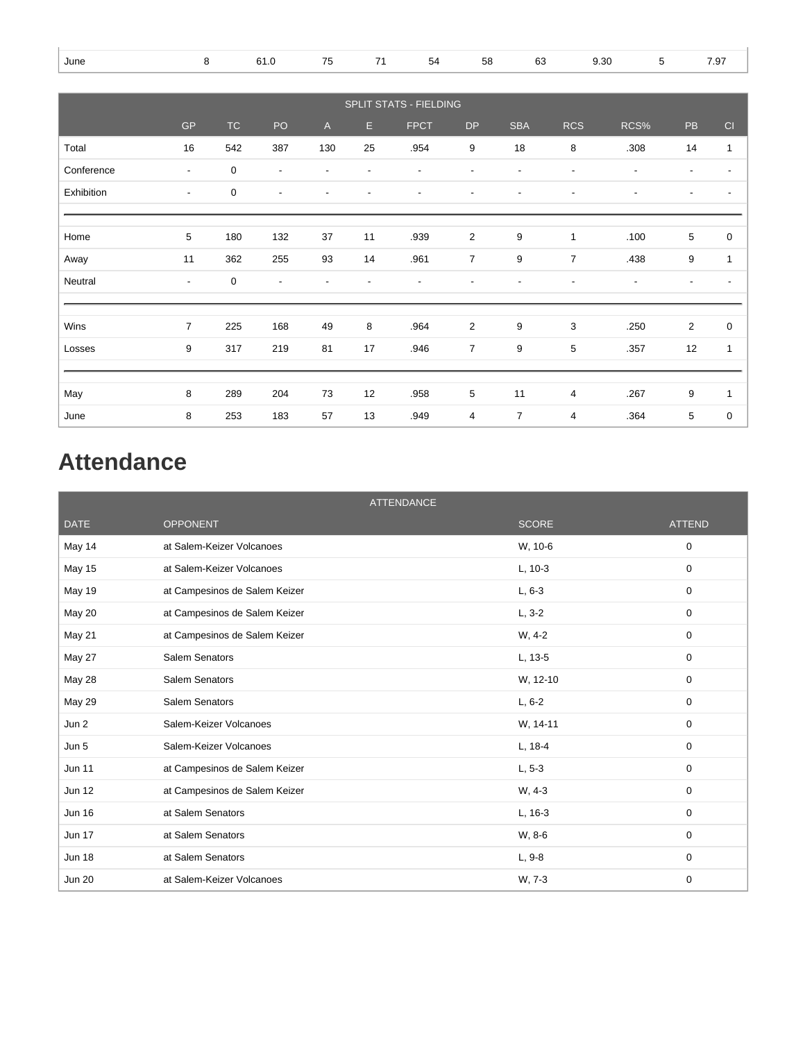| | | | | | | | | | |
|---|---|---|---|---|---|---|---|---|---|
| June | 8 | 61.0 | 75 | 71 | 54 | 58 | 63 | 9.30 | 5 | 7.97 |

| SPLIT STATS - FIELDING | | | | | | | | | | | | |
|---|---|---|---|---|---|---|---|---|---|---|---|---|
| | GP | TC | PO | A | E | FPCT | DP | SBA | RCS | RCS% | PB | CI |
| Total | 16 | 542 | 387 | 130 | 25 | .954 | 9 | 18 | 8 | .308 | 14 | 1 |
| Conference | - | 0 | - | - | - | - | - | - | - | - | - | - |
| Exhibition | - | 0 | - | - | - | - | - | - | - | - | - | - |
| Home | 5 | 180 | 132 | 37 | 11 | .939 | 2 | 9 | 1 | .100 | 5 | 0 |
| Away | 11 | 362 | 255 | 93 | 14 | .961 | 7 | 9 | 7 | .438 | 9 | 1 |
| Neutral | - | 0 | - | - | - | - | - | - | - | - | - | - |
| Wins | 7 | 225 | 168 | 49 | 8 | .964 | 2 | 9 | 3 | .250 | 2 | 0 |
| Losses | 9 | 317 | 219 | 81 | 17 | .946 | 7 | 9 | 5 | .357 | 12 | 1 |
| May | 8 | 289 | 204 | 73 | 12 | .958 | 5 | 11 | 4 | .267 | 9 | 1 |
| June | 8 | 253 | 183 | 57 | 13 | .949 | 4 | 7 | 4 | .364 | 5 | 0 |

# Attendance

| ATTENDANCE | | | |
|---|---|---|---|
| DATE | OPPONENT | SCORE | ATTEND |
| May 14 | at Salem-Keizer Volcanoes | W, 10-6 | 0 |
| May 15 | at Salem-Keizer Volcanoes | L, 10-3 | 0 |
| May 19 | at Campesinos de Salem Keizer | L, 6-3 | 0 |
| May 20 | at Campesinos de Salem Keizer | L, 3-2 | 0 |
| May 21 | at Campesinos de Salem Keizer | W, 4-2 | 0 |
| May 27 | Salem Senators | L, 13-5 | 0 |
| May 28 | Salem Senators | W, 12-10 | 0 |
| May 29 | Salem Senators | L, 6-2 | 0 |
| Jun 2 | Salem-Keizer Volcanoes | W, 14-11 | 0 |
| Jun 5 | Salem-Keizer Volcanoes | L, 18-4 | 0 |
| Jun 11 | at Campesinos de Salem Keizer | L, 5-3 | 0 |
| Jun 12 | at Campesinos de Salem Keizer | W, 4-3 | 0 |
| Jun 16 | at Salem Senators | L, 16-3 | 0 |
| Jun 17 | at Salem Senators | W, 8-6 | 0 |
| Jun 18 | at Salem Senators | L, 9-8 | 0 |
| Jun 20 | at Salem-Keizer Volcanoes | W, 7-3 | 0 |